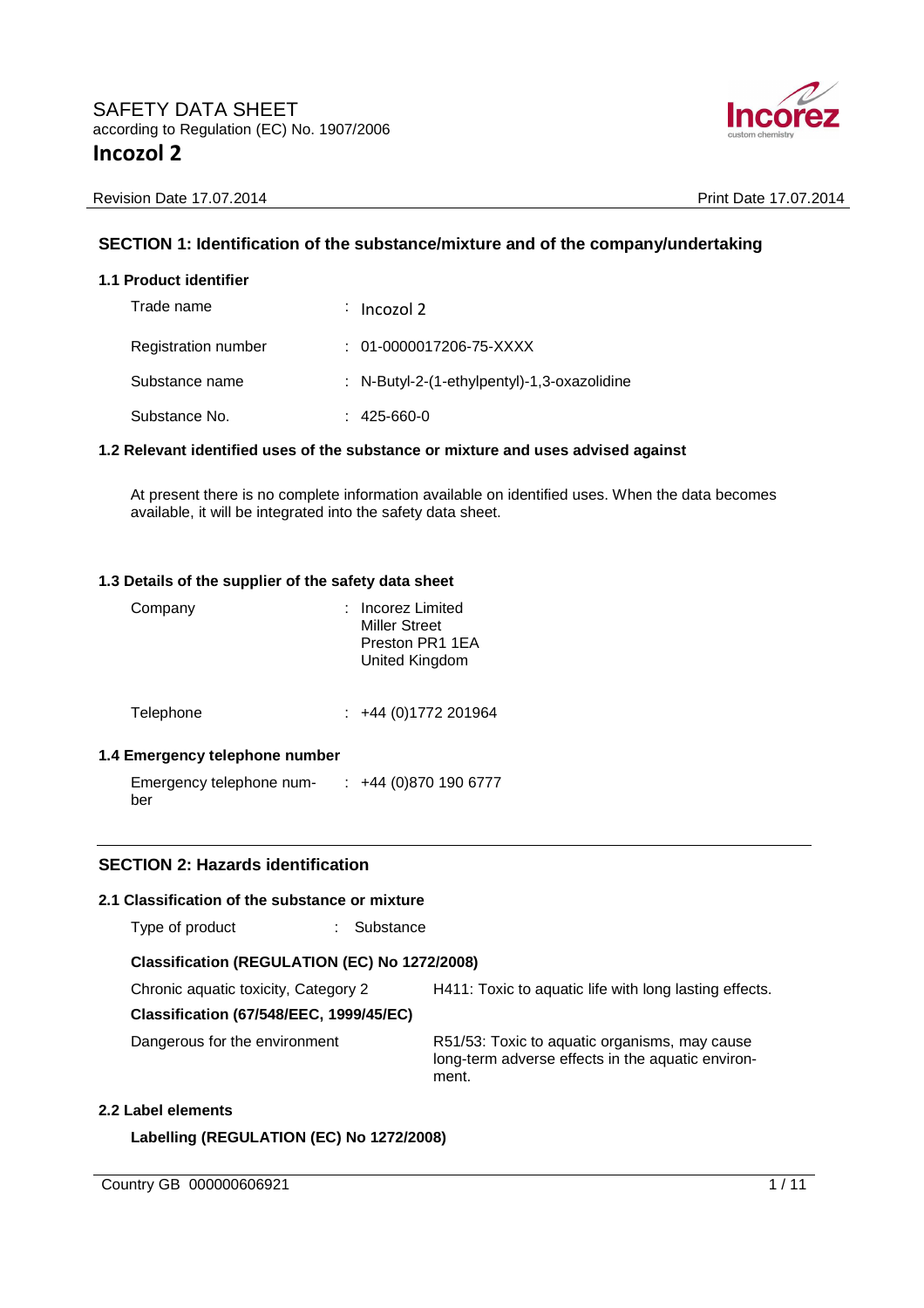# SAFETY DATA SHEET

according to Regulation (EC) No. 1907/2006

# Incozol 2

Revision Date 17.07.2014 | Print Date 17.07.2014

## SECTION 1: Identification of the substance/mixture and of the company/undertaking

### 1.1 Product identifier

| | |
|---|---|
| Trade name | : Incozol 2 |
| Registration number | : 01-0000017206-75-XXXX |
| Substance name | : N-Butyl-2-(1-ethylpentyl)-1,3-oxazolidine |
| Substance No. | : 425-660-0 |

### 1.2 Relevant identified uses of the substance or mixture and uses advised against

At present there is no complete information available on identified uses. When the data becomes available, it will be integrated into the safety data sheet.

### 1.3 Details of the supplier of the safety data sheet

| | |
|---|---|
| Company | : Incorez Limited<br>Miller Street<br>Preston PR1 1EA<br>United Kingdom |
| Telephone | : +44 (0)1772 201964 |

### 1.4 Emergency telephone number

| | |
|---|---|
| Emergency telephone number | : +44 (0)870 190 6777 |

## SECTION 2: Hazards identification

### 2.1 Classification of the substance or mixture

Type of product : Substance

**Classification (REGULATION (EC) No 1272/2008)**

| | |
|---|---|
| Chronic aquatic toxicity, Category 2 | H411: Toxic to aquatic life with long lasting effects. |

**Classification (67/548/EEC, 1999/45/EC)**

| | |
|---|---|
| Dangerous for the environment | R51/53: Toxic to aquatic organisms, may cause long-term adverse effects in the aquatic environment. |

### 2.2 Label elements

**Labelling (REGULATION (EC) No 1272/2008)**

Country GB 000000606921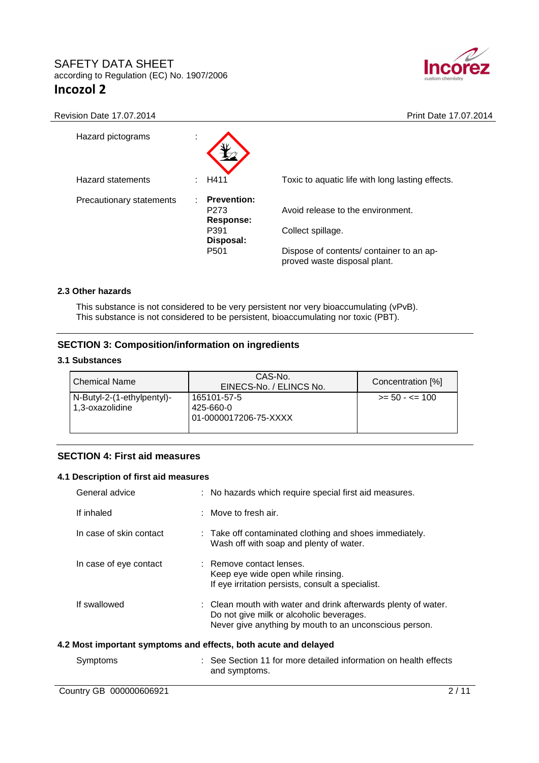| | | | |
|---|---|---|---|
| Hazard pictograms | : | | |
| Hazard statements | : | H411 | Toxic to aquatic life with long lasting effects. |
| Precautionary statements | : | **Prevention:** | |
| | | P273 | Avoid release to the environment. |
| | | **Response:** | |
| | | P391 | Collect spillage. |
| | | **Disposal:** | |
| | | P501 | Dispose of contents/ container to an approved waste disposal plant. |

**2.3 Other hazards**

This substance is not considered to be very persistent nor very bioaccumulating (vPvB).
This substance is not considered to be persistent, bioaccumulating nor toxic (PBT).

## SECTION 3: Composition/information on ingredients

**3.1 Substances**

| Chemical Name | CAS-No. EINECS-No. / ELINCS No. | Concentration [%] |
|---|---|---|
| N-Butyl-2-(1-ethylpentyl)-1,3-oxazolidine | 165101-57-5<br>425-660-0<br>01-0000017206-75-XXXX | >= 50 - <= 100 |

## SECTION 4: First aid measures

**4.1 Description of first aid measures**

| | | |
|---|---|---|
| General advice | : | No hazards which require special first aid measures. |
| If inhaled | : | Move to fresh air. |
| In case of skin contact | : | Take off contaminated clothing and shoes immediately.<br>Wash off with soap and plenty of water. |
| In case of eye contact | : | Remove contact lenses.<br>Keep eye wide open while rinsing.<br>If eye irritation persists, consult a specialist. |
| If swallowed | : | Clean mouth with water and drink afterwards plenty of water.<br>Do not give milk or alcoholic beverages.<br>Never give anything by mouth to an unconscious person. |

**4.2 Most important symptoms and effects, both acute and delayed**

| | | |
|---|---|---|
| Symptoms | : | See Section 11 for more detailed information on health effects and symptoms. |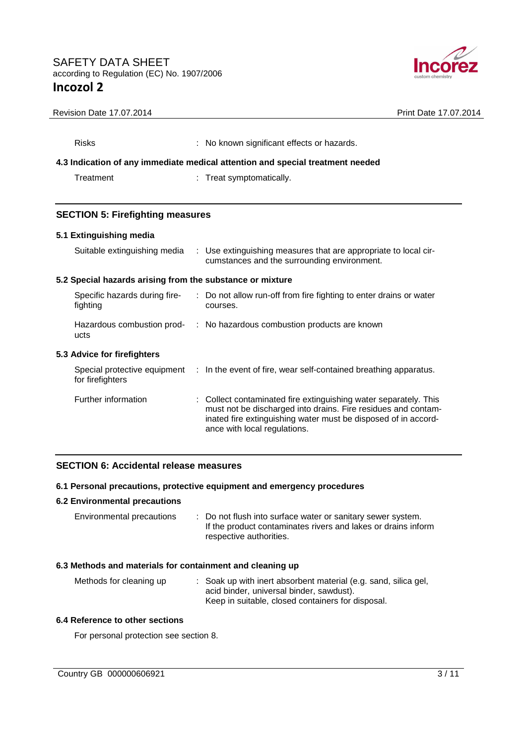| | |
|---|---|
| Risks | : No known significant effects or hazards. |

### 4.3 Indication of any immediate medical attention and special treatment needed

| | |
|---|---|
| Treatment | : Treat symptomatically. |

## SECTION 5: Firefighting measures

### 5.1 Extinguishing media

| | |
|---|---|
| Suitable extinguishing media | : Use extinguishing measures that are appropriate to local circumstances and the surrounding environment. |

### 5.2 Special hazards arising from the substance or mixture

| | |
|---|---|
| Specific hazards during firefighting | : Do not allow run-off from fire fighting to enter drains or water courses. |
| Hazardous combustion products | : No hazardous combustion products are known |

### 5.3 Advice for firefighters

| | |
|---|---|
| Special protective equipment for firefighters | : In the event of fire, wear self-contained breathing apparatus. |
| Further information | : Collect contaminated fire extinguishing water separately. This must not be discharged into drains. Fire residues and contaminated fire extinguishing water must be disposed of in accordance with local regulations. |

## SECTION 6: Accidental release measures

### 6.1 Personal precautions, protective equipment and emergency procedures

### 6.2 Environmental precautions

| | |
|---|---|
| Environmental precautions | : Do not flush into surface water or sanitary sewer system. If the product contaminates rivers and lakes or drains inform respective authorities. |

### 6.3 Methods and materials for containment and cleaning up

| | |
|---|---|
| Methods for cleaning up | : Soak up with inert absorbent material (e.g. sand, silica gel, acid binder, universal binder, sawdust). Keep in suitable, closed containers for disposal. |

### 6.4 Reference to other sections

For personal protection see section 8.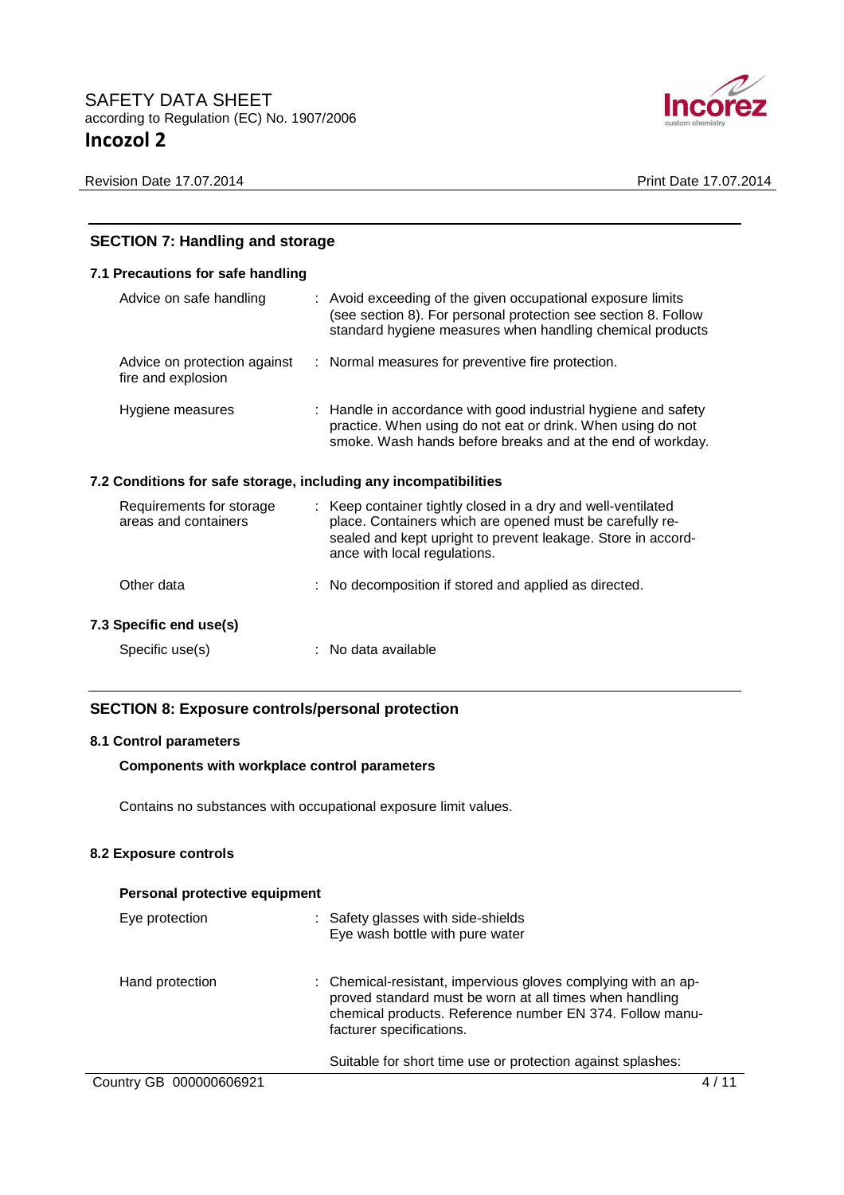## SECTION 7: Handling and storage

### 7.1 Precautions for safe handling

| | |
|---|---|
| Advice on safe handling | : Avoid exceeding of the given occupational exposure limits (see section 8). For personal protection see section 8. Follow standard hygiene measures when handling chemical products |
| Advice on protection against fire and explosion | : Normal measures for preventive fire protection. |
| Hygiene measures | : Handle in accordance with good industrial hygiene and safety practice. When using do not eat or drink. When using do not smoke. Wash hands before breaks and at the end of workday. |

### 7.2 Conditions for safe storage, including any incompatibilities

| | |
|---|---|
| Requirements for storage areas and containers | : Keep container tightly closed in a dry and well-ventilated place. Containers which are opened must be carefully resealed and kept upright to prevent leakage. Store in accordance with local regulations. |
| Other data | : No decomposition if stored and applied as directed. |

### 7.3 Specific end use(s)

| | |
|---|---|
| Specific use(s) | : No data available |

## SECTION 8: Exposure controls/personal protection

### 8.1 Control parameters

**Components with workplace control parameters**

Contains no substances with occupational exposure limit values.

### 8.2 Exposure controls

**Personal protective equipment**

| | |
|---|---|
| Eye protection | : Safety glasses with side-shields<br>Eye wash bottle with pure water |
| Hand protection | : Chemical-resistant, impervious gloves complying with an approved standard must be worn at all times when handling chemical products. Reference number EN 374. Follow manufacturer specifications.<br><br>Suitable for short time use or protection against splashes: |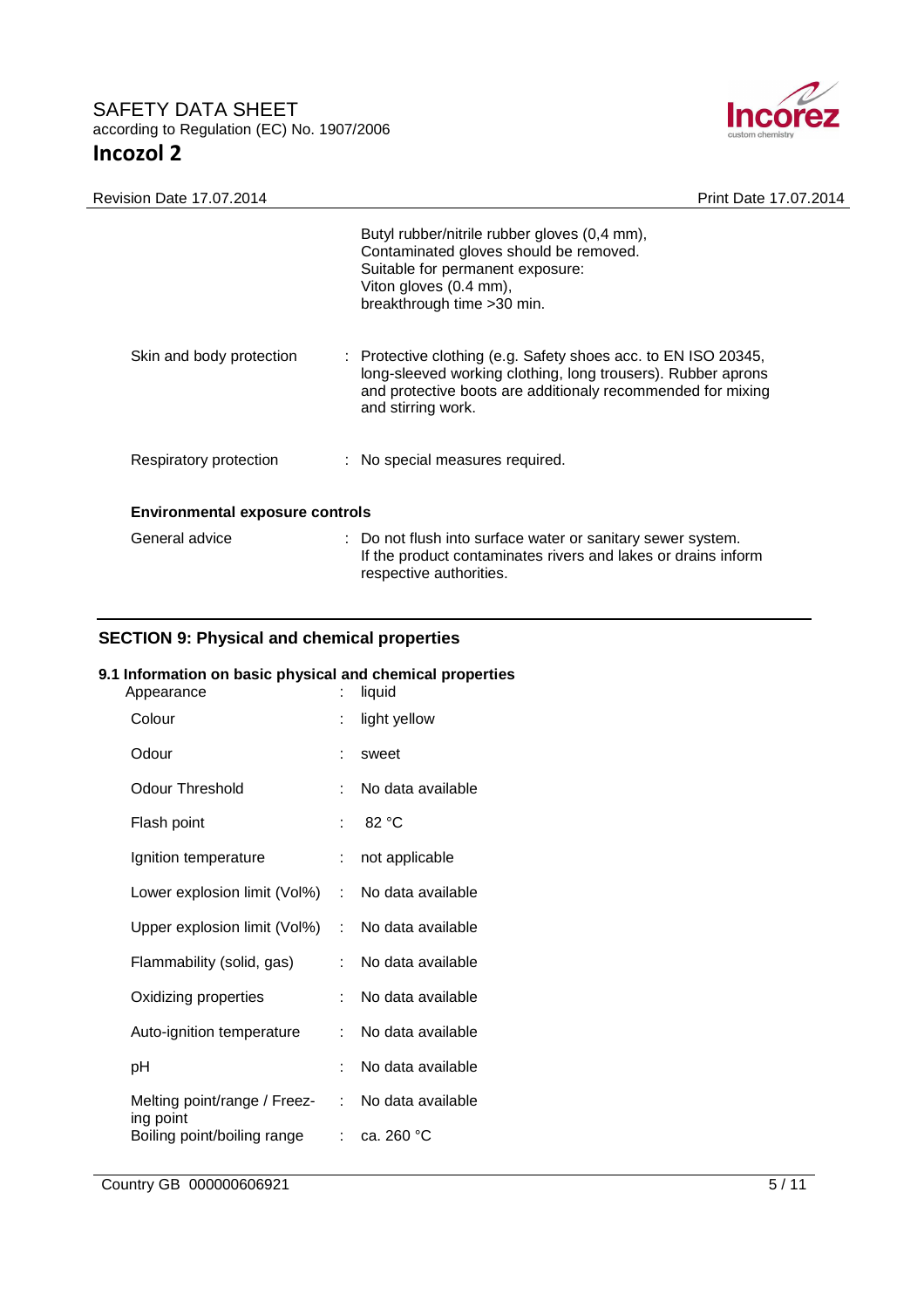Butyl rubber/nitrile rubber gloves (0,4 mm),
Contaminated gloves should be removed.
Suitable for permanent exposure:
Viton gloves (0.4 mm),
breakthrough time >30 min.

| | | |
|---|---|---|
| Skin and body protection | : | Protective clothing (e.g. Safety shoes acc. to EN ISO 20345, long-sleeved working clothing, long trousers). Rubber aprons and protective boots are additionaly recommended for mixing and stirring work. |
| Respiratory protection | : | No special measures required. |

**Environmental exposure controls**

| | | |
|---|---|---|
| General advice | : | Do not flush into surface water or sanitary sewer system. If the product contaminates rivers and lakes or drains inform respective authorities. |

## SECTION 9: Physical and chemical properties

### 9.1 Information on basic physical and chemical properties

| | | |
|---|---|---|
| Appearance | : | liquid |
| Colour | : | light yellow |
| Odour | : | sweet |
| Odour Threshold | : | No data available |
| Flash point | : | 82 °C |
| Ignition temperature | : | not applicable |
| Lower explosion limit (Vol%) | : | No data available |
| Upper explosion limit (Vol%) | : | No data available |
| Flammability (solid, gas) | : | No data available |
| Oxidizing properties | : | No data available |
| Auto-ignition temperature | : | No data available |
| pH | : | No data available |
| Melting point/range / Freezing point | : | No data available |
| Boiling point/boiling range | : | ca. 260 °C |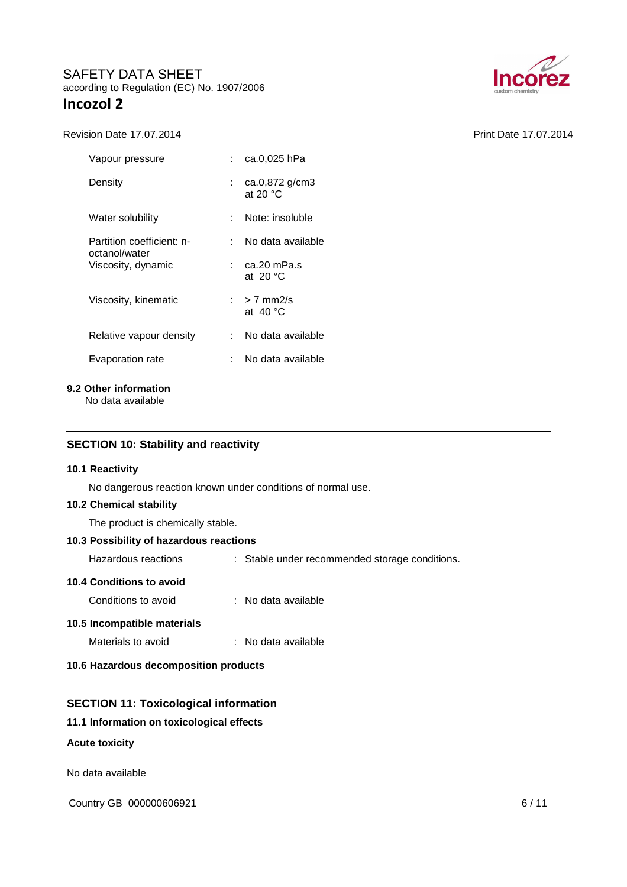| | | |
|---|---|---|
| Vapour pressure | : | ca.0,025 hPa |
| Density | : | ca.0,872 g/cm3 at 20 °C |
| Water solubility | : | Note: insoluble |
| Partition coefficient: n-octanol/water | : | No data available |
| Viscosity, dynamic | : | ca.20 mPa.s at 20 °C |
| Viscosity, kinematic | : | > 7 mm2/s at 40 °C |
| Relative vapour density | : | No data available |
| Evaporation rate | : | No data available |

### 9.2 Other information

No data available

## SECTION 10: Stability and reactivity

### 10.1 Reactivity

No dangerous reaction known under conditions of normal use.

### 10.2 Chemical stability

The product is chemically stable.

### 10.3 Possibility of hazardous reactions

Hazardous reactions : Stable under recommended storage conditions.

### 10.4 Conditions to avoid

Conditions to avoid : No data available

### 10.5 Incompatible materials

Materials to avoid : No data available

### 10.6 Hazardous decomposition products

## SECTION 11: Toxicological information

### 11.1 Information on toxicological effects

**Acute toxicity**

No data available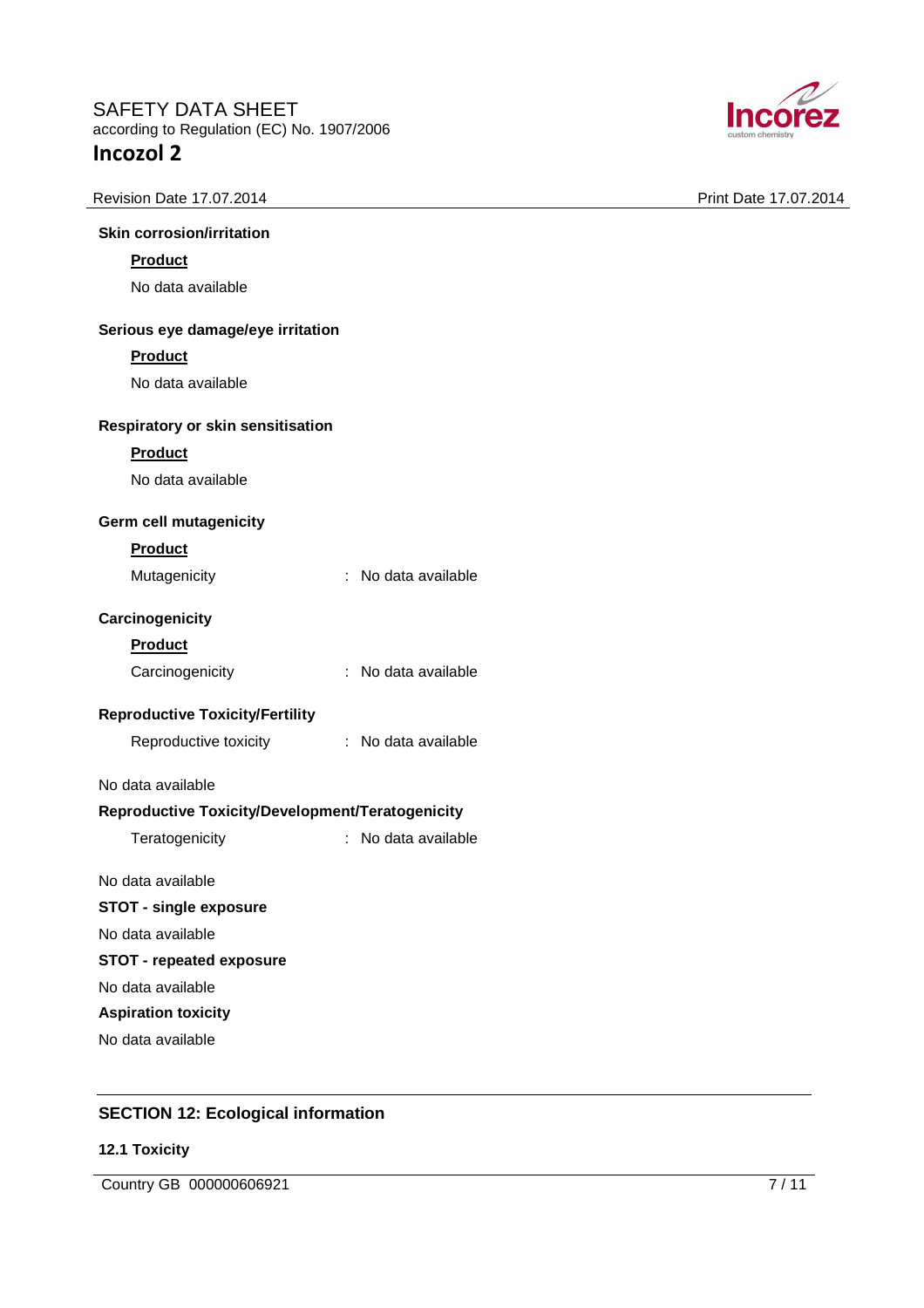**Skin corrosion/irritation**

**Product**

No data available

**Serious eye damage/eye irritation**

**Product**

No data available

**Respiratory or skin sensitisation**

**Product**

No data available

**Germ cell mutagenicity**

**Product**

Mutagenicity : No data available

**Carcinogenicity**

**Product**

Carcinogenicity : No data available

**Reproductive Toxicity/Fertility**

Reproductive toxicity : No data available

No data available

**Reproductive Toxicity/Development/Teratogenicity**

Teratogenicity : No data available

No data available

**STOT - single exposure**

No data available

**STOT - repeated exposure**

No data available

**Aspiration toxicity**

No data available

## SECTION 12: Ecological information

### 12.1 Toxicity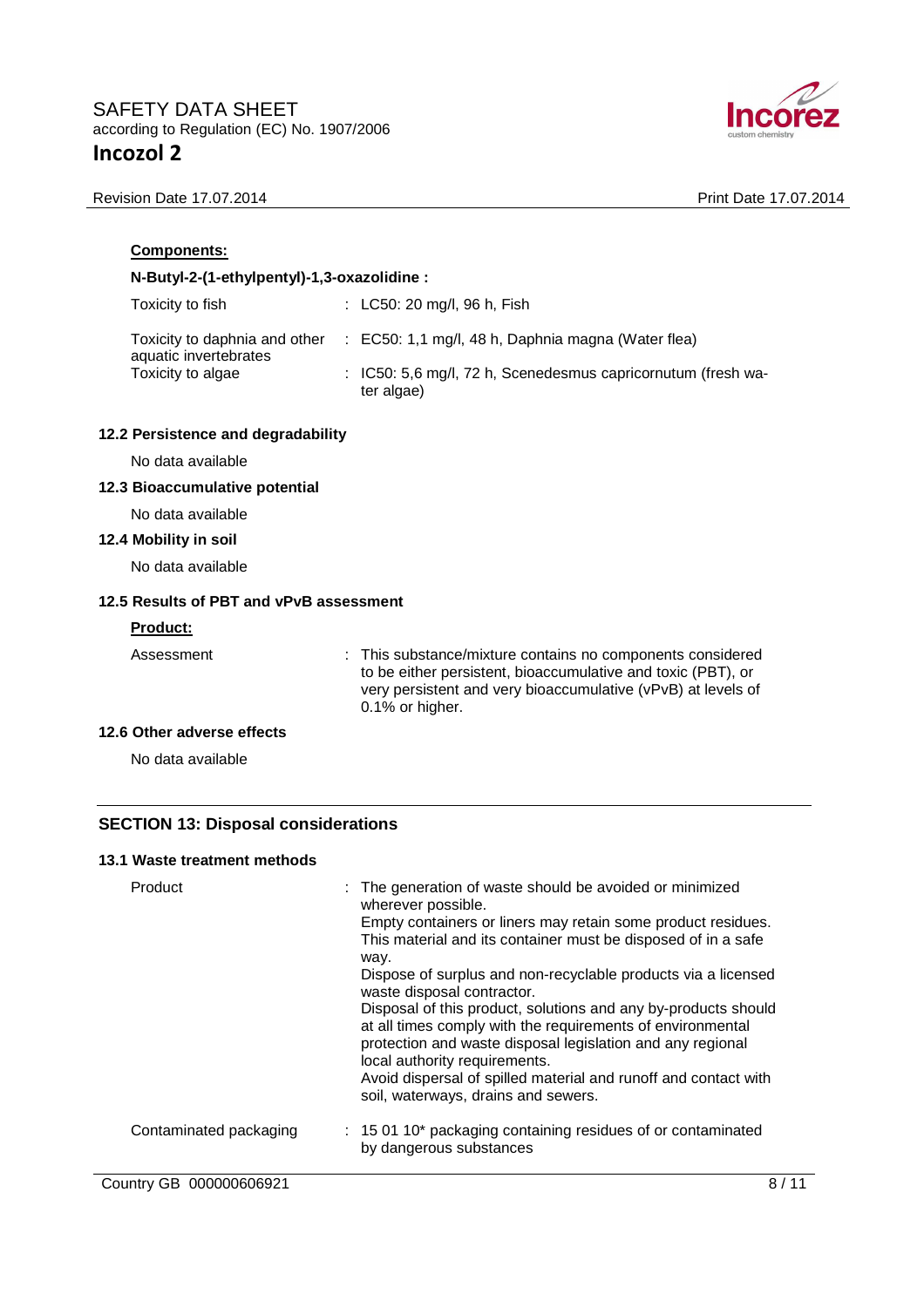**Components:**

**N-Butyl-2-(1-ethylpentyl)-1,3-oxazolidine :**

| | |
|---|---|
| Toxicity to fish | : LC50: 20 mg/l, 96 h, Fish |
| Toxicity to daphnia and other aquatic invertebrates | : EC50: 1,1 mg/l, 48 h, Daphnia magna (Water flea) |
| Toxicity to algae | : IC50: 5,6 mg/l, 72 h, Scenedesmus capricornutum (fresh water algae) |

### 12.2 Persistence and degradability

No data available

### 12.3 Bioaccumulative potential

No data available

### 12.4 Mobility in soil

No data available

### 12.5 Results of PBT and vPvB assessment

**Product:**

| | |
|---|---|
| Assessment | : This substance/mixture contains no components considered to be either persistent, bioaccumulative and toxic (PBT), or very persistent and very bioaccumulative (vPvB) at levels of 0.1% or higher. |

### 12.6 Other adverse effects

No data available

## SECTION 13: Disposal considerations

### 13.1 Waste treatment methods

| | |
|---|---|
| Product | : The generation of waste should be avoided or minimized wherever possible.<br>Empty containers or liners may retain some product residues.<br>This material and its container must be disposed of in a safe way.<br>Dispose of surplus and non-recyclable products via a licensed waste disposal contractor.<br>Disposal of this product, solutions and any by-products should at all times comply with the requirements of environmental protection and waste disposal legislation and any regional local authority requirements.<br>Avoid dispersal of spilled material and runoff and contact with soil, waterways, drains and sewers. |
| Contaminated packaging | : 15 01 10* packaging containing residues of or contaminated by dangerous substances |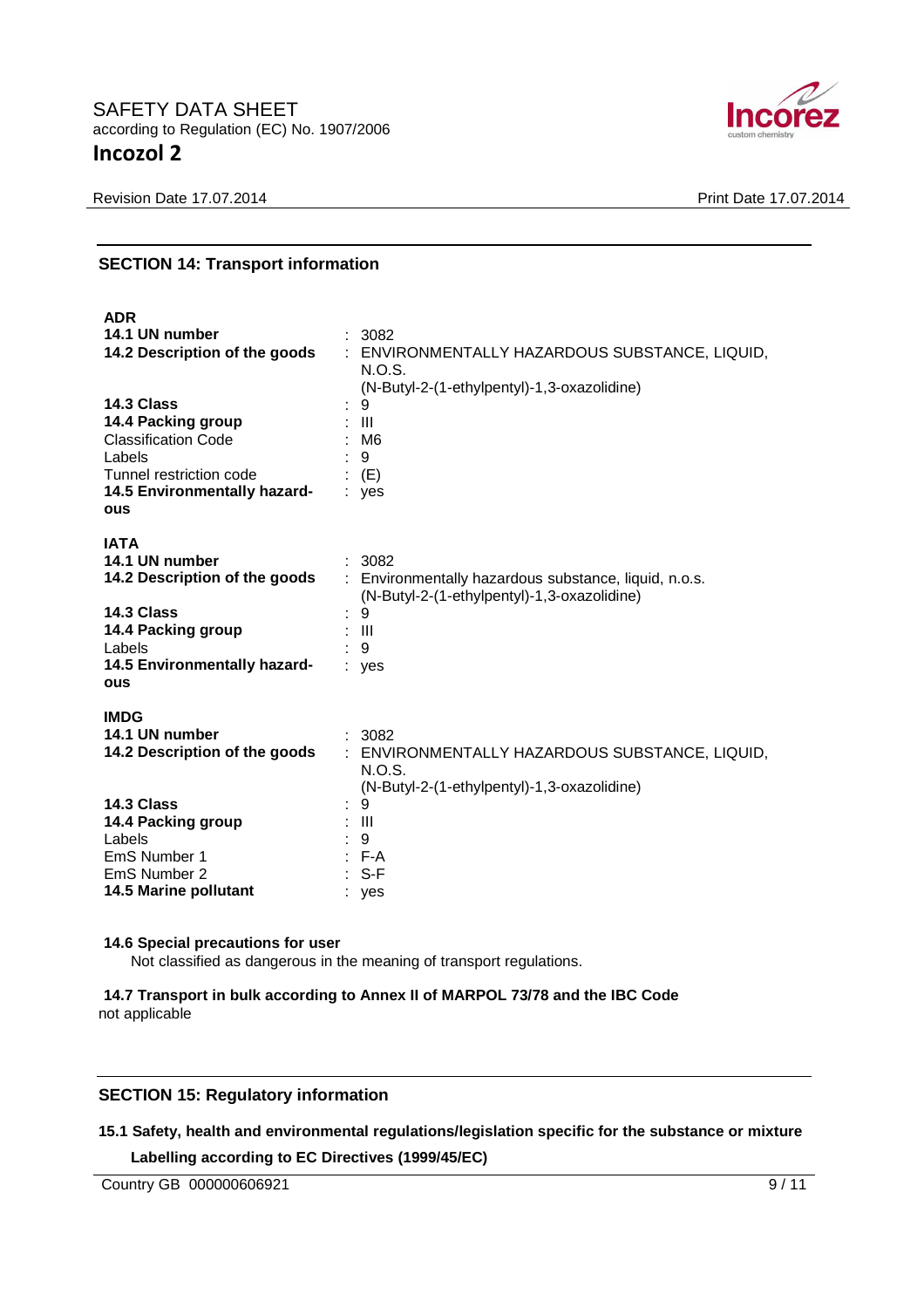## SECTION 14: Transport information

**ADR**

| | |
|---|---|
| **14.1 UN number** | : 3082 |
| **14.2 Description of the goods** | : ENVIRONMENTALLY HAZARDOUS SUBSTANCE, LIQUID, N.O.S. (N-Butyl-2-(1-ethylpentyl)-1,3-oxazolidine) |
| **14.3 Class** | : 9 |
| **14.4 Packing group** | : III |
| Classification Code | : M6 |
| Labels | : 9 |
| Tunnel restriction code | : (E) |
| **14.5 Environmentally hazardous** | : yes |

**IATA**

| | |
|---|---|
| **14.1 UN number** | : 3082 |
| **14.2 Description of the goods** | : Environmentally hazardous substance, liquid, n.o.s. (N-Butyl-2-(1-ethylpentyl)-1,3-oxazolidine) |
| **14.3 Class** | : 9 |
| **14.4 Packing group** | : III |
| Labels | : 9 |
| **14.5 Environmentally hazardous** | : yes |

**IMDG**

| | |
|---|---|
| **14.1 UN number** | : 3082 |
| **14.2 Description of the goods** | : ENVIRONMENTALLY HAZARDOUS SUBSTANCE, LIQUID, N.O.S. (N-Butyl-2-(1-ethylpentyl)-1,3-oxazolidine) |
| **14.3 Class** | : 9 |
| **14.4 Packing group** | : III |
| Labels | : 9 |
| EmS Number 1 | : F-A |
| EmS Number 2 | : S-F |
| **14.5 Marine pollutant** | : yes |

**14.6 Special precautions for user**

Not classified as dangerous in the meaning of transport regulations.

**14.7 Transport in bulk according to Annex II of MARPOL 73/78 and the IBC Code**

not applicable

## SECTION 15: Regulatory information

**15.1 Safety, health and environmental regulations/legislation specific for the substance or mixture**

**Labelling according to EC Directives (1999/45/EC)**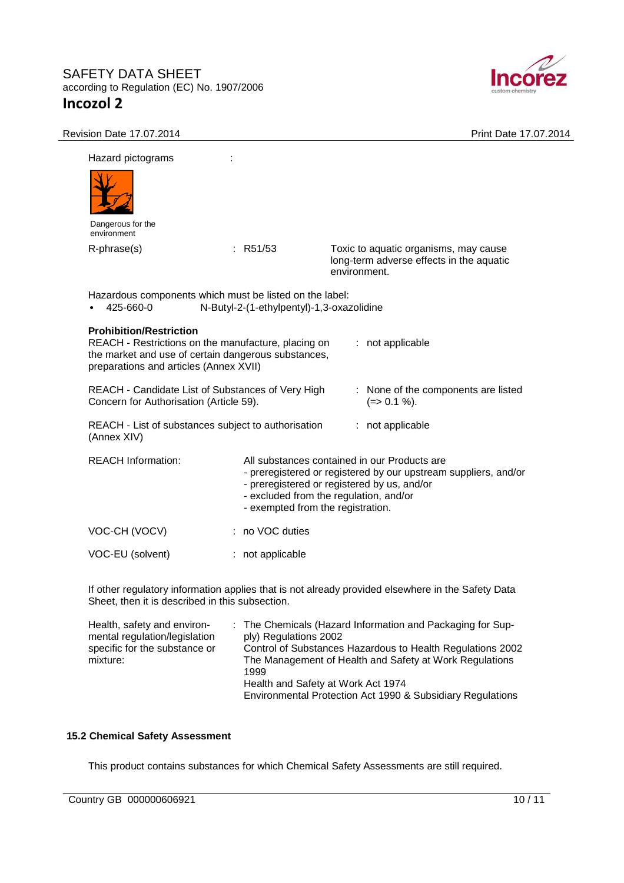Hazard pictograms :

Dangerous for the environment

| | | |
|---|---|---|
| R-phrase(s) | : R51/53 | Toxic to aquatic organisms, may cause long-term adverse effects in the aquatic environment. |

Hazardous components which must be listed on the label:

- 425-660-0 N-Butyl-2-(1-ethylpentyl)-1,3-oxazolidine

**Prohibition/Restriction**

| | |
|---|---|
| REACH - Restrictions on the manufacture, placing on the market and use of certain dangerous substances, preparations and articles (Annex XVII) | : not applicable |
| REACH - Candidate List of Substances of Very High Concern for Authorisation (Article 59). | : None of the components are listed (=> 0.1 %). |
| REACH - List of substances subject to authorisation (Annex XIV) | : not applicable |

REACH Information: All substances contained in our Products are
- preregistered or registered by our upstream suppliers, and/or
- preregistered or registered by us, and/or
- excluded from the regulation, and/or
- exempted from the registration.

| | |
|---|---|
| VOC-CH (VOCV) | : no VOC duties |
| VOC-EU (solvent) | : not applicable |

If other regulatory information applies that is not already provided elsewhere in the Safety Data Sheet, then it is described in this subsection.

Health, safety and environmental regulation/legislation specific for the substance or mixture:
: The Chemicals (Hazard Information and Packaging for Supply) Regulations 2002
Control of Substances Hazardous to Health Regulations 2002
The Management of Health and Safety at Work Regulations 1999
Health and Safety at Work Act 1974
Environmental Protection Act 1990 & Subsidiary Regulations

### 15.2 Chemical Safety Assessment

This product contains substances for which Chemical Safety Assessments are still required.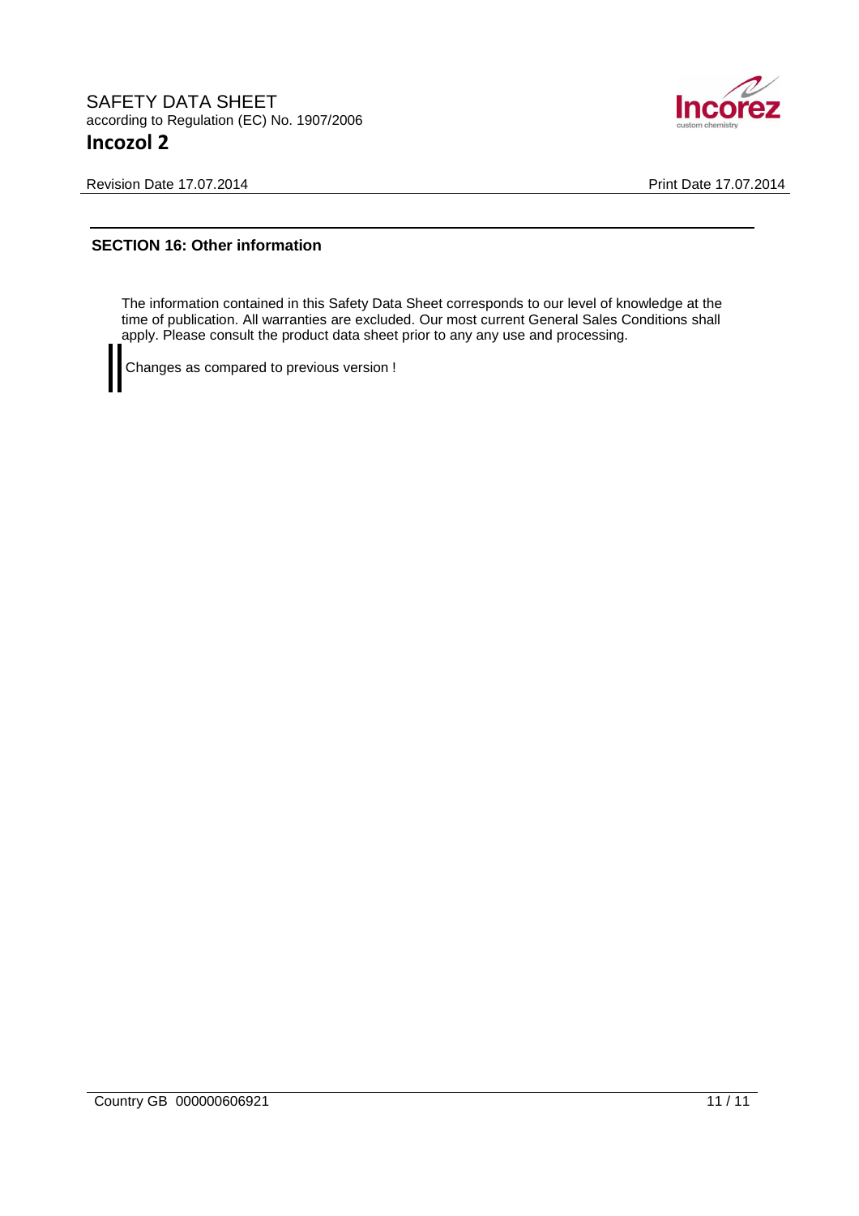## SECTION 16: Other information

The information contained in this Safety Data Sheet corresponds to our level of knowledge at the time of publication. All warranties are excluded. Our most current General Sales Conditions shall apply. Please consult the product data sheet prior to any any use and processing.

Changes as compared to previous version !